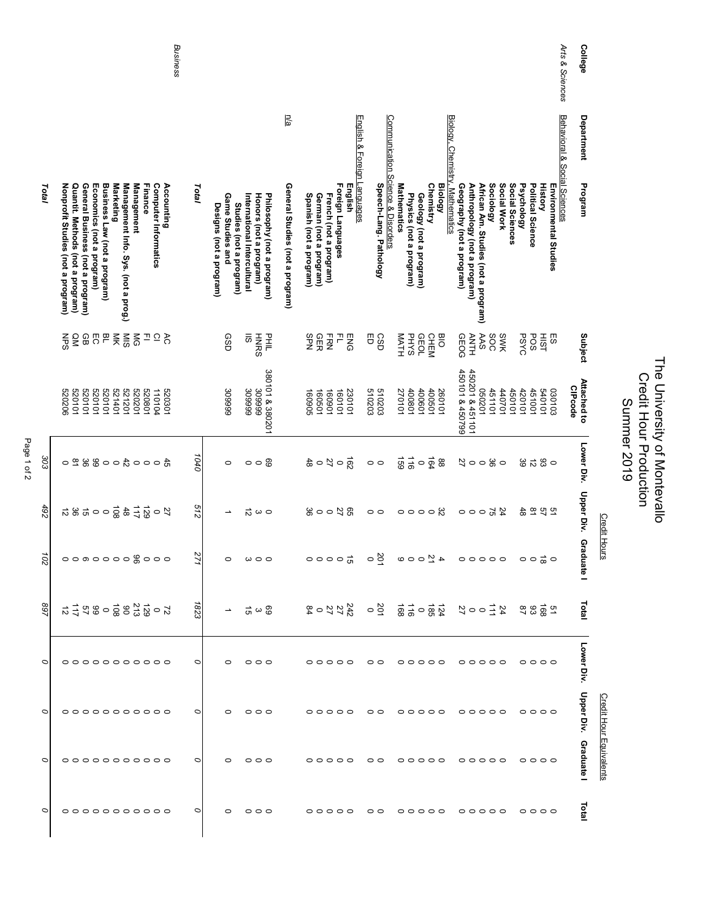# The University of Montevallo
## Credit Hour Production
## Summer 2019

| College | Department | Program | Subject | Attached to CIPcode | Credit Hours | | | | Credit Hour Equivalents | | | |
|---|---|---|---|---|---|---|---|---|---|---|---|---|
| | | | | | Lower Div. | Upper Div. | Graduate I | Total | Lower Div. | Upper Div. | Graduate I | Total |
| *Arts & Sciences* | Behavioral & Social Sciences | | | | | | | | | | | |
| | | **Environmental Studies** | ES | 030103 | 0 | 51 | 0 | 51 | 0 | 0 | 0 | 0 |
| | | **History** | HIST | 540101 | 93 | 57 | 18 | 168 | 0 | 0 | 0 | 0 |
| | | **Political Science** | POS | 451001 | 12 | 81 | 0 | 93 | 0 | 0 | 0 | 0 |
| | | **Psychology** | PSYC | 420101 | 39 | 48 | 0 | 87 | 0 | 0 | 0 | 0 |
| | | **Social Sciences** | | 450101 | | | | | | | | |
| | | **Social Work** | SWK | 440701 | 0 | 24 | 0 | 24 | 0 | 0 | 0 | 0 |
| | | **Sociology** | SOC | 451101 | 36 | 75 | 0 | 111 | 0 | 0 | 0 | 0 |
| | | **African Am. Studies (not a program)** | AAS | 050201 | 0 | 0 | 0 | 0 | 0 | 0 | 0 | 0 |
| | | **Anthropology (not a program)** | ANTH | 450201 & 451101 | 0 | 0 | 0 | 0 | 0 | 0 | 0 | 0 |
| | | **Geography (not a program)** | GEOG | 450101 & 450799 | 27 | 0 | 0 | 27 | 0 | 0 | 0 | 0 |
| | Biology, Chemistry, Mathematics | | | | | | | | | | | |
| | | **Biology** | BIO | 260101 | 88 | 32 | 4 | 124 | 0 | 0 | 0 | 0 |
| | | **Chemistry** | CHEM | 400501 | 164 | 0 | 21 | 185 | 0 | 0 | 0 | 0 |
| | | **Geology (not a program)** | GEOL | 400601 | 0 | 0 | 0 | 0 | 0 | 0 | 0 | 0 |
| | | **Physics (not a program)** | PHYS | 400801 | 116 | 0 | 0 | 116 | 0 | 0 | 0 | 0 |
| | | **Mathematics** | MATH | 270101 | 159 | 0 | 9 | 168 | 0 | 0 | 0 | 0 |
| | Communication Science & Disorders | | | | | | | | | | | |
| | | **Speech-Lang. Pathology** | CSD | 510203 | 0 | 0 | 201 | 201 | 0 | 0 | 0 | 0 |
| | | | ED | 510203 | 0 | 0 | 0 | 0 | 0 | 0 | 0 | 0 |
| | English & Foreign Languages | | | | | | | | | | | |
| | | **English** | ENG | 230101 | 162 | 65 | 15 | 242 | 0 | 0 | 0 | 0 |
| | | **Foreign Languages** | FL | 160101 | 0 | 27 | 0 | 27 | 0 | 0 | 0 | 0 |
| | | **French (not a program)** | FRN | 160901 | 27 | 0 | 0 | 27 | 0 | 0 | 0 | 0 |
| | | **German (not a program)** | GER | 160501 | 0 | 0 | 0 | 0 | 0 | 0 | 0 | 0 |
| | | **Spanish (not a program)** | SPN | 160905 | 48 | 36 | 0 | 84 | 0 | 0 | 0 | 0 |
| | n/a | | | | | | | | | | | |
| | | **General Studies (not a program)** | | | | | | | | | | |
| | | **Philosophy (not a program)** | PHIL | 380101 & 380201 | 69 | 0 | 0 | 69 | 0 | 0 | 0 | 0 |
| | | **Honors (not a program)** | HNRS | 309999 | 0 | 3 | 0 | 3 | 0 | 0 | 0 | 0 |
| | | **International Intercultural Studies (not a program)** | IIS | 309999 | 0 | 12 | 3 | 15 | 0 | 0 | 0 | 0 |
| | | **Game Studies and Designs (not a program)** | GSD | 309999 | 0 | 1 | 0 | 1 | 0 | 0 | 0 | 0 |
| | | ***Total*** | | | *1040* | *512* | *271* | *1823* | *0* | *0* | *0* | *0* |
| *Business* | | | | | | | | | | | | |
| | | **Accounting** | AC | 520301 | 45 | 27 | 0 | 72 | 0 | 0 | 0 | 0 |
| | | **Computer Informatics** | CI | 110104 | 0 | 0 | 0 | 0 | 0 | 0 | 0 | 0 |
| | | **Finance** | FI | 520801 | 0 | 129 | 0 | 129 | 0 | 0 | 0 | 0 |
| | | **Management** | MG | 520201 | 0 | 117 | 96 | 213 | 0 | 0 | 0 | 0 |
| | | **Management Info. Sys. (not a prog.)** | MIS | 521201 | 42 | 48 | 0 | 90 | 0 | 0 | 0 | 0 |
| | | **Marketing** | MK | 521401 | 0 | 108 | 0 | 108 | 0 | 0 | 0 | 0 |
| | | **Business Law (not a program)** | BL | 520101 | 0 | 0 | 0 | 0 | 0 | 0 | 0 | 0 |
| | | **Economics (not a program)** | EC | 520101 | 99 | 0 | 0 | 99 | 0 | 0 | 0 | 0 |
| | | **General Business (not a program)** | GB | 520101 | 36 | 15 | 6 | 57 | 0 | 0 | 0 | 0 |
| | | **Quantit. Methods (not a program)** | QM | 520101 | 81 | 36 | 0 | 117 | 0 | 0 | 0 | 0 |
| | | **Nonprofit Studies (not a program)** | NPS | 520206 | 0 | 12 | 0 | 12 | 0 | 0 | 0 | 0 |
| | | ***Total*** | | | *303* | *492* | *102* | *897* | *0* | *0* | *0* | *0* |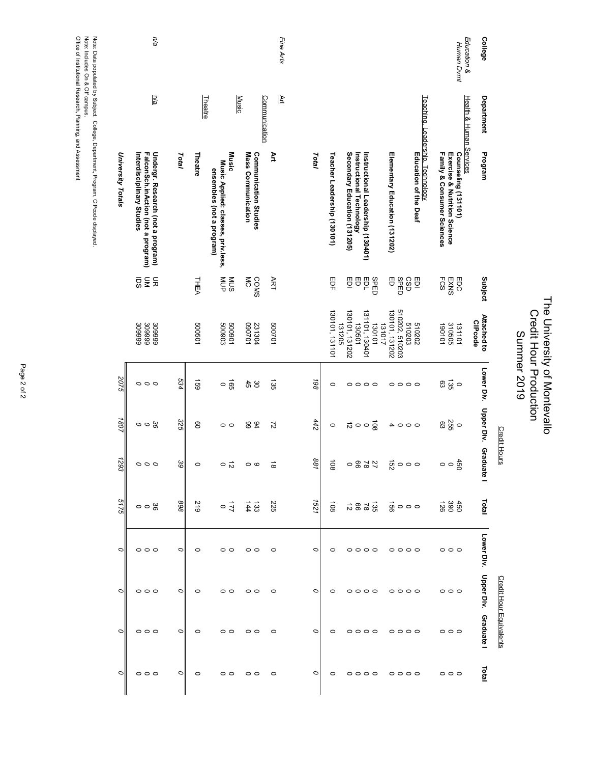# The University of Montevallo
## Credit Hour Production
## Summer 2019

| College | Department | Program | Subject | Attached to CIPcode | Credit Hours Lower Div. | Credit Hours Upper Div. | Credit Hours Graduate I | Credit Hours Total | Credit Hour Equivalents Lower Div. | Credit Hour Equivalents Upper Div. | Credit Hour Equivalents Graduate I | Credit Hour Equivalents Total |
|---|---|---|---|---|---|---|---|---|---|---|---|---|
| *Education & Human Dvmt* | Health & Human Services | **Counseling (131101)** | EDC | 131101 | 0 | 0 | 450 | 450 | 0 | 0 | 0 | 0 |
| | | **Exercise & Nutrition Science** | EXNS | 310505 | 135 | 255 | 0 | 390 | 0 | 0 | 0 | 0 |
| | | **Family & Consumer Sciences** | FCS | 190101 | 63 | 63 | 0 | 126 | 0 | 0 | 0 | 0 |
| | Teaching, Leadership, Technology | **Education of the Deaf** | EDI | 510202 | 0 | 0 | 0 | 0 | 0 | 0 | 0 | 0 |
| | | | CSD | 510203 | 0 | 0 | 0 | 0 | 0 | 0 | 0 | 0 |
| | | | SPED | 510202, 510203 | 0 | 0 | 0 | 0 | 0 | 0 | 0 | 0 |
| | | **Elementary Education (131202)** | ED | 130101, 131202 | 0 | 4 | 152 | 156 | 0 | 0 | 0 | 0 |
| | | | SPED | 131017 | | | | | | | | |
| | | **Instructional Leadership (130401)** | EDL | 130101 | 0 | 108 | 27 | 135 | 0 | 0 | 0 | 0 |
| | | **Instructional Technology** | ED | 131101, 130401 | 0 | 0 | 78 | 78 | 0 | 0 | 0 | 0 |
| | | **Secondary Education (131205)** | EDI | 130501 | 0 | 0 | 66 | 66 | 0 | 0 | 0 | 0 |
| | | | | 130101, 131202 | 0 | 12 | 0 | 12 | 0 | 0 | 0 | 0 |
| | | | | 131205 | | | | | | | | |
| | | **Teacher Leadership (130101)** | EDF | 130101, 131101 | 0 | 0 | 108 | 108 | 0 | 0 | 0 | 0 |
| | | ***Total*** | | | *198* | *442* | *881* | *1521* | *0* | *0* | *0* | *0* |
| *Fine Arts* | Art | **Art** | ART | 500701 | 135 | 72 | 18 | 225 | 0 | 0 | 0 | 0 |
| | Communication | **Communication Studies** | COMS | 231304 | 30 | 94 | 9 | 133 | 0 | 0 | 0 | 0 |
| | | **Mass Communication** | MC | 090701 | 45 | 99 | 0 | 144 | 0 | 0 | 0 | 0 |
| | Music | **Music** | MUS | 500901 | 165 | 0 | 12 | 177 | 0 | 0 | 0 | 0 |
| | | **Music Applied, classes, priv.less, ensembles (not a program)** | MUP | 500903 | 0 | 0 | 0 | 0 | 0 | 0 | 0 | 0 |
| | Theatre | **Theatre** | THEA | 500501 | 159 | 60 | 0 | 219 | 0 | 0 | 0 | 0 |
| | | ***Total*** | | | *534* | *325* | *39* | *898* | *0* | *0* | *0* | *0* |
| *n/a* | n/a | **Undergr. Research (not a program)** | UR | 309999 | 0 | 36 | 0 | 36 | 0 | 0 | 0 | 0 |
| | | **FalconSch.inAction (not a program)** | UM | 309999 | 0 | 0 | 0 | 0 | 0 | 0 | 0 | 0 |
| | | **Interdisciplinary Studies** | IDS | 309999 | 0 | 0 | 0 | 0 | 0 | 0 | 0 | 0 |
| | | ***University Totals*** | | | *2075* | *1807* | *1293* | *5175* | *0* | *0* | *0* | *0* |

Note: Data populated by Subject. College, Department, Program, CIPcode displayed.
Note: Includes On & Off campus.
Office of Institutional Research, Planning, and Assessment